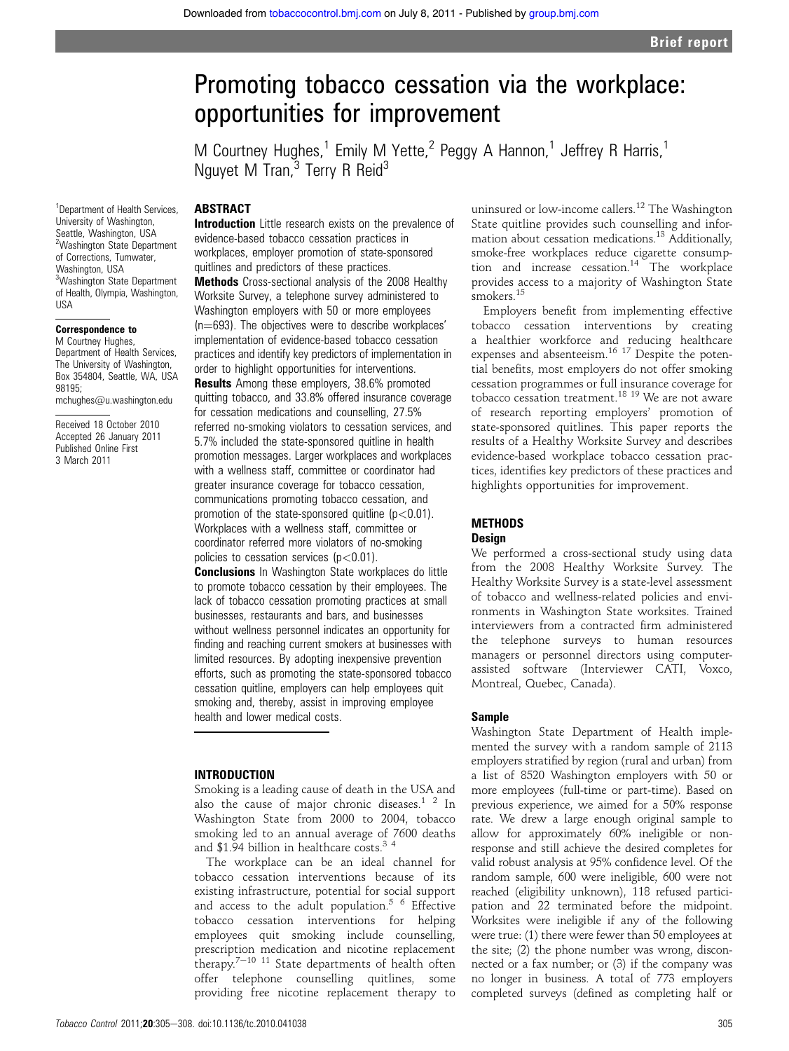# Promoting tobacco cessation via the workplace: opportunities for improvement

M Courtney Hughes,[1] Emily M Yette,[2] Peggy A Hannon,[1] Jeffrey R Harris,[1] Nguyet M Tran,[3] Terry R Reid[3]

[1]Department of Health Services, University of Washington, Seattle, Washington, USA
[2]Washington State Department of Corrections, Tumwater, Washington, USA
[3]Washington State Department of Health, Olympia, Washington, USA

**Correspondence to**
M Courtney Hughes, Department of Health Services, The University of Washington, Box 354804, Seattle, WA, USA 98195; mchughes@u.washington.edu

Received 18 October 2010
Accepted 26 January 2011
Published Online First 3 March 2011

## ABSTRACT

**Introduction** Little research exists on the prevalence of evidence-based tobacco cessation practices in workplaces, employer promotion of state-sponsored quitlines and predictors of these practices.

**Methods** Cross-sectional analysis of the 2008 Healthy Worksite Survey, a telephone survey administered to Washington employers with 50 or more employees (n=693). The objectives were to describe workplaces' implementation of evidence-based tobacco cessation practices and identify key predictors of implementation in order to highlight opportunities for interventions.

**Results** Among these employers, 38.6% promoted quitting tobacco, and 33.8% offered insurance coverage for cessation medications and counselling, 27.5% referred no-smoking violators to cessation services, and 5.7% included the state-sponsored quitline in health promotion messages. Larger workplaces and workplaces with a wellness staff, committee or coordinator had greater insurance coverage for tobacco cessation, communications promoting tobacco cessation, and promotion of the state-sponsored quitline ($p<0.01$). Workplaces with a wellness staff, committee or coordinator referred more violators of no-smoking policies to cessation services ($p<0.01$).

**Conclusions** In Washington State workplaces do little to promote tobacco cessation by their employees. The lack of tobacco cessation promoting practices at small businesses, restaurants and bars, and businesses without wellness personnel indicates an opportunity for finding and reaching current smokers at businesses with limited resources. By adopting inexpensive prevention efforts, such as promoting the state-sponsored tobacco cessation quitline, employers can help employees quit smoking and, thereby, assist in improving employee health and lower medical costs.

## INTRODUCTION

Smoking is a leading cause of death in the USA and also the cause of major chronic diseases.[1 2] In Washington State from 2000 to 2004, tobacco smoking led to an annual average of 7600 deaths and \$1.94 billion in healthcare costs.[3 4]

The workplace can be an ideal channel for tobacco cessation interventions because of its existing infrastructure, potential for social support and access to the adult population.[5 6] Effective tobacco cessation interventions for helping employees quit smoking include counselling, prescription medication and nicotine replacement therapy.[7–10 11] State departments of health often offer telephone counselling quitlines, some providing free nicotine replacement therapy to uninsured or low-income callers.[12] The Washington State quitline provides such counselling and information about cessation medications.[13] Additionally, smoke-free workplaces reduce cigarette consumption and increase cessation.[14] The workplace provides access to a majority of Washington State smokers.[15]

Employers benefit from implementing effective tobacco cessation interventions by creating a healthier workforce and reducing healthcare expenses and absenteeism.[16 17] Despite the potential benefits, most employers do not offer smoking cessation programmes or full insurance coverage for tobacco cessation treatment.[18 19] We are not aware of research reporting employers' promotion of state-sponsored quitlines. This paper reports the results of a Healthy Worksite Survey and describes evidence-based workplace tobacco cessation practices, identifies key predictors of these practices and highlights opportunities for improvement.

## METHODS

### Design

We performed a cross-sectional study using data from the 2008 Healthy Worksite Survey. The Healthy Worksite Survey is a state-level assessment of tobacco and wellness-related policies and environments in Washington State worksites. Trained interviewers from a contracted firm administered the telephone surveys to human resources managers or personnel directors using computer-assisted software (Interviewer CATI, Voxco, Montreal, Quebec, Canada).

### Sample

Washington State Department of Health implemented the survey with a random sample of 2113 employers stratified by region (rural and urban) from a list of 8520 Washington employers with 50 or more employees (full-time or part-time). Based on previous experience, we aimed for a 50% response rate. We drew a large enough original sample to allow for approximately 60% ineligible or non-response and still achieve the desired completes for valid robust analysis at 95% confidence level. Of the random sample, 600 were ineligible, 600 were not reached (eligibility unknown), 118 refused participation and 22 terminated before the midpoint. Worksites were ineligible if any of the following were true: (1) there were fewer than 50 employees at the site; (2) the phone number was wrong, disconnected or a fax number; or (3) if the company was no longer in business. A total of 773 employers completed surveys (defined as completing half or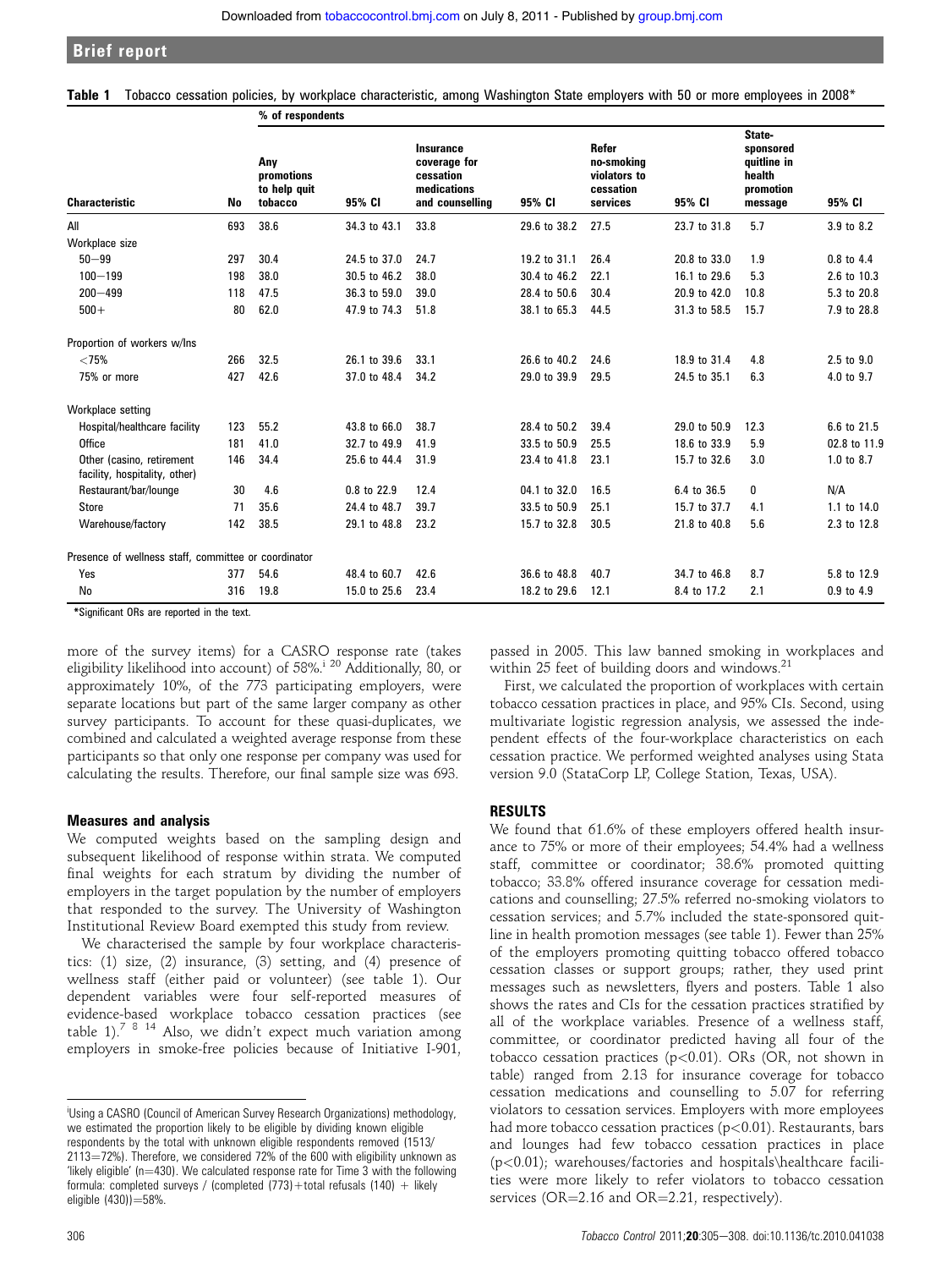Table 1 Tobacco cessation policies, by workplace characteristic, among Washington State employers with 50 or more employees in 2008*

| Characteristic | No | Any promotions to help quit tobacco (% of respondents) | 95% CI | Insurance coverage for cessation medications and counselling (% of respondents) | 95% CI | Refer no-smoking violators to cessation services (% of respondents) | 95% CI | State-sponsored quitline in health promotion message (% of respondents) | 95% CI |
|---|---|---|---|---|---|---|---|---|---|
| All | 693 | 38.6 | 34.3 to 43.1 | 33.8 | 29.6 to 38.2 | 27.5 | 23.7 to 31.8 | 5.7 | 3.9 to 8.2 |
| Workplace size | | | | | | | | | |
| 50−99 | 297 | 30.4 | 24.5 to 37.0 | 24.7 | 19.2 to 31.1 | 26.4 | 20.8 to 33.0 | 1.9 | 0.8 to 4.4 |
| 100−199 | 198 | 38.0 | 30.5 to 46.2 | 38.0 | 30.4 to 46.2 | 22.1 | 16.1 to 29.6 | 5.3 | 2.6 to 10.3 |
| 200−499 | 118 | 47.5 | 36.3 to 59.0 | 39.0 | 28.4 to 50.6 | 30.4 | 20.9 to 42.0 | 10.8 | 5.3 to 20.8 |
| 500+ | 80 | 62.0 | 47.9 to 74.3 | 51.8 | 38.1 to 65.3 | 44.5 | 31.3 to 58.5 | 15.7 | 7.9 to 28.8 |
| Proportion of workers w/Ins | | | | | | | | | |
| <75% | 266 | 32.5 | 26.1 to 39.6 | 33.1 | 26.6 to 40.2 | 24.6 | 18.9 to 31.4 | 4.8 | 2.5 to 9.0 |
| 75% or more | 427 | 42.6 | 37.0 to 48.4 | 34.2 | 29.0 to 39.9 | 29.5 | 24.5 to 35.1 | 6.3 | 4.0 to 9.7 |
| Workplace setting | | | | | | | | | |
| Hospital/healthcare facility | 123 | 55.2 | 43.8 to 66.0 | 38.7 | 28.4 to 50.2 | 39.4 | 29.0 to 50.9 | 12.3 | 6.6 to 21.5 |
| Office | 181 | 41.0 | 32.7 to 49.9 | 41.9 | 33.5 to 50.9 | 25.5 | 18.6 to 33.9 | 5.9 | 02.8 to 11.9 |
| Other (casino, retirement facility, hospitality, other) | 146 | 34.4 | 25.6 to 44.4 | 31.9 | 23.4 to 41.8 | 23.1 | 15.7 to 32.6 | 3.0 | 1.0 to 8.7 |
| Restaurant/bar/lounge | 30 | 4.6 | 0.8 to 22.9 | 12.4 | 04.1 to 32.0 | 16.5 | 6.4 to 36.5 | 0 | N/A |
| Store | 71 | 35.6 | 24.4 to 48.7 | 39.7 | 33.5 to 50.9 | 25.1 | 15.7 to 37.7 | 4.1 | 1.1 to 14.0 |
| Warehouse/factory | 142 | 38.5 | 29.1 to 48.8 | 23.2 | 15.7 to 32.8 | 30.5 | 21.8 to 40.8 | 5.6 | 2.3 to 12.8 |
| Presence of wellness staff, committee or coordinator | | | | | | | | | |
| Yes | 377 | 54.6 | 48.4 to 60.7 | 42.6 | 36.6 to 48.8 | 40.7 | 34.7 to 46.8 | 8.7 | 5.8 to 12.9 |
| No | 316 | 19.8 | 15.0 to 25.6 | 23.4 | 18.2 to 29.6 | 12.1 | 8.4 to 17.2 | 2.1 | 0.9 to 4.9 |

*Significant ORs are reported in the text.

more of the survey items) for a CASRO response rate (takes eligibility likelihood into account) of 58%.[i 20] Additionally, 80, or approximately 10%, of the 773 participating employers, were separate locations but part of the same larger company as other survey participants. To account for these quasi-duplicates, we combined and calculated a weighted average response from these participants so that only one response per company was used for calculating the results. Therefore, our final sample size was 693.

### Measures and analysis

We computed weights based on the sampling design and subsequent likelihood of response within strata. We computed final weights for each stratum by dividing the number of employers in the target population by the number of employers that responded to the survey. The University of Washington Institutional Review Board exempted this study from review.

We characterised the sample by four workplace characteristics: (1) size, (2) insurance, (3) setting, and (4) presence of wellness staff (either paid or volunteer) (see table 1). Our dependent variables were four self-reported measures of evidence-based workplace tobacco cessation practices (see table 1).[7 8 14] Also, we didn't expect much variation among employers in smoke-free policies because of Initiative I-901, passed in 2005. This law banned smoking in workplaces and within 25 feet of building doors and windows.[21]

First, we calculated the proportion of workplaces with certain tobacco cessation practices in place, and 95% CIs. Second, using multivariate logistic regression analysis, we assessed the independent effects of the four-workplace characteristics on each cessation practice. We performed weighted analyses using Stata version 9.0 (StataCorp LP, College Station, Texas, USA).

## RESULTS

We found that 61.6% of these employers offered health insurance to 75% or more of their employees; 54.4% had a wellness staff, committee or coordinator; 38.6% promoted quitting tobacco; 33.8% offered insurance coverage for cessation medications and counselling; 27.5% referred no-smoking violators to cessation services; and 5.7% included the state-sponsored quitline in health promotion messages (see table 1). Fewer than 25% of the employers promoting quitting tobacco offered tobacco cessation classes or support groups; rather, they used print messages such as newsletters, flyers and posters. Table 1 also shows the rates and CIs for the cessation practices stratified by all of the workplace variables. Presence of a wellness staff, committee, or coordinator predicted having all four of the tobacco cessation practices ($p<0.01$). ORs (OR, not shown in table) ranged from 2.13 for insurance coverage for tobacco cessation medications and counselling to 5.07 for referring violators to cessation services. Employers with more employees had more tobacco cessation practices ($p<0.01$). Restaurants, bars and lounges had few tobacco cessation practices in place ($p<0.01$); warehouses/factories and hospitals\healthcare facilities were more likely to refer violators to tobacco cessation services (OR=2.16 and OR=2.21, respectively).

[i] Using a CASRO (Council of American Survey Research Organizations) methodology, we estimated the proportion likely to be eligible by dividing known eligible respondents by the total with unknown eligible respondents removed (1513/2113=72%). Therefore, we considered 72% of the 600 with eligibility unknown as 'likely eligible' (n=430). We calculated response rate for Time 3 with the following formula: completed surveys / (completed (773)+total refusals (140) + likely eligible (430))=58%.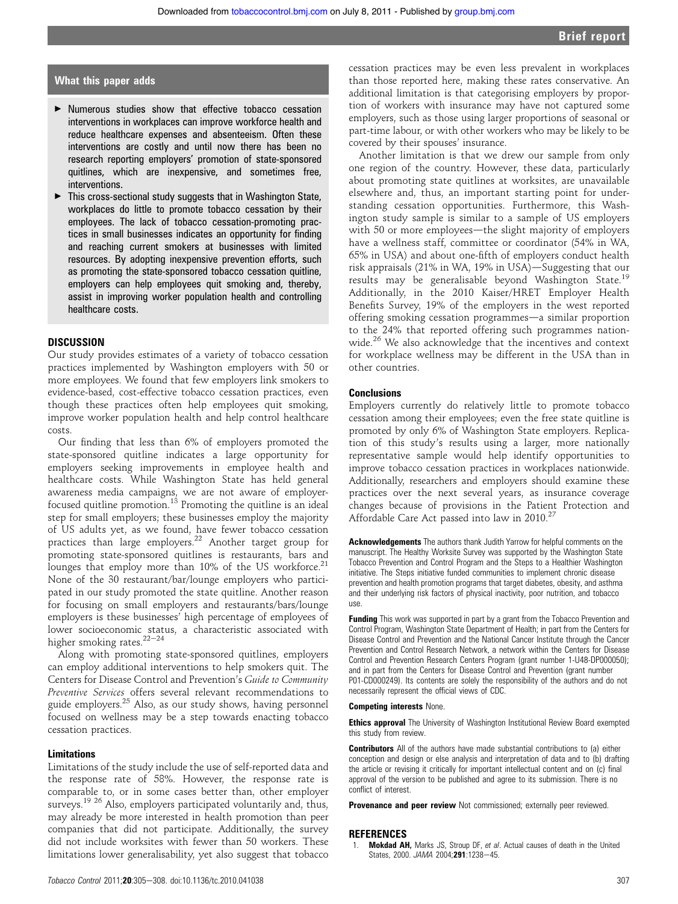## What this paper adds

- Numerous studies show that effective tobacco cessation interventions in workplaces can improve workforce health and reduce healthcare expenses and absenteeism. Often these interventions are costly and until now there has been no research reporting employers' promotion of state-sponsored quitlines, which are inexpensive, and sometimes free, interventions.
- This cross-sectional study suggests that in Washington State, workplaces do little to promote tobacco cessation by their employees. The lack of tobacco cessation-promoting practices in small businesses indicates an opportunity for finding and reaching current smokers at businesses with limited resources. By adopting inexpensive prevention efforts, such as promoting the state-sponsored tobacco cessation quitline, employers can help employees quit smoking and, thereby, assist in improving worker population health and controlling healthcare costs.

## DISCUSSION

Our study provides estimates of a variety of tobacco cessation practices implemented by Washington employers with 50 or more employees. We found that few employers link smokers to evidence-based, cost-effective tobacco cessation practices, even though these practices often help employees quit smoking, improve worker population health and help control healthcare costs.

Our finding that less than 6% of employers promoted the state-sponsored quitline indicates a large opportunity for employers seeking improvements in employee health and healthcare costs. While Washington State has held general awareness media campaigns, we are not aware of employer-focused quitline promotion.[13] Promoting the quitline is an ideal step for small employers; these businesses employ the majority of US adults yet, as we found, have fewer tobacco cessation practices than large employers.[22] Another target group for promoting state-sponsored quitlines is restaurants, bars and lounges that employ more than 10% of the US workforce.[21] None of the 30 restaurant/bar/lounge employers who participated in our study promoted the state quitline. Another reason for focusing on small employers and restaurants/bars/lounge employers is these businesses' high percentage of employees of lower socioeconomic status, a characteristic associated with higher smoking rates.[22–24]

Along with promoting state-sponsored quitlines, employers can employ additional interventions to help smokers quit. The Centers for Disease Control and Prevention's *Guide to Community Preventive Services* offers several relevant recommendations to guide employers.[25] Also, as our study shows, having personnel focused on wellness may be a step towards enacting tobacco cessation practices.

### Limitations

Limitations of the study include the use of self-reported data and the response rate of 58%. However, the response rate is comparable to, or in some cases better than, other employer surveys.[19 26] Also, employers participated voluntarily and, thus, may already be more interested in health promotion than peer companies that did not participate. Additionally, the survey did not include worksites with fewer than 50 workers. These limitations lower generalisability, yet also suggest that tobacco cessation practices may be even less prevalent in workplaces than those reported here, making these rates conservative. An additional limitation is that categorising employers by proportion of workers with insurance may have not captured some employers, such as those using larger proportions of seasonal or part-time labour, or with other workers who may be likely to be covered by their spouses' insurance.

Another limitation is that we drew our sample from only one region of the country. However, these data, particularly about promoting state quitlines at worksites, are unavailable elsewhere and, thus, an important starting point for understanding cessation opportunities. Furthermore, this Washington study sample is similar to a sample of US employers with 50 or more employees—the slight majority of employers have a wellness staff, committee or coordinator (54% in WA, 65% in USA) and about one-fifth of employers conduct health risk appraisals (21% in WA, 19% in USA)—Suggesting that our results may be generalisable beyond Washington State.[19] Additionally, in the 2010 Kaiser/HRET Employer Health Benefits Survey, 19% of the employers in the west reported offering smoking cessation programmes—a similar proportion to the 24% that reported offering such programmes nationwide.[26] We also acknowledge that the incentives and context for workplace wellness may be different in the USA than in other countries.

### Conclusions

Employers currently do relatively little to promote tobacco cessation among their employees; even the free state quitline is promoted by only 6% of Washington State employers. Replication of this study's results using a larger, more nationally representative sample would help identify opportunities to improve tobacco cessation practices in workplaces nationwide. Additionally, researchers and employers should examine these practices over the next several years, as insurance coverage changes because of provisions in the Patient Protection and Affordable Care Act passed into law in 2010.[27]

**Acknowledgements** The authors thank Judith Yarrow for helpful comments on the manuscript. The Healthy Worksite Survey was supported by the Washington State Tobacco Prevention and Control Program and the Steps to a Healthier Washington initiative. The Steps initiative funded communities to implement chronic disease prevention and health promotion programs that target diabetes, obesity, and asthma and their underlying risk factors of physical inactivity, poor nutrition, and tobacco use.

**Funding** This work was supported in part by a grant from the Tobacco Prevention and Control Program, Washington State Department of Health; in part from the Centers for Disease Control and Prevention and the National Cancer Institute through the Cancer Prevention and Control Research Network, a network within the Centers for Disease Control and Prevention Research Centers Program (grant number 1-U48-DP000050); and in part from the Centers for Disease Control and Prevention (grant number P01-CD000249). Its contents are solely the responsibility of the authors and do not necessarily represent the official views of CDC.

**Competing interests** None.

**Ethics approval** The University of Washington Institutional Review Board exempted this study from review.

**Contributors** All of the authors have made substantial contributions to (a) either conception and design or else analysis and interpretation of data and to (b) drafting the article or revising it critically for important intellectual content and on (c) final approval of the version to be published and agree to its submission. There is no conflict of interest.

**Provenance and peer review** Not commissioned; externally peer reviewed.

## REFERENCES

1. **Mokdad AH,** Marks JS, Stroup DF, *et al*. Actual causes of death in the United States, 2000. *JAMA* 2004;**291**:1238–45.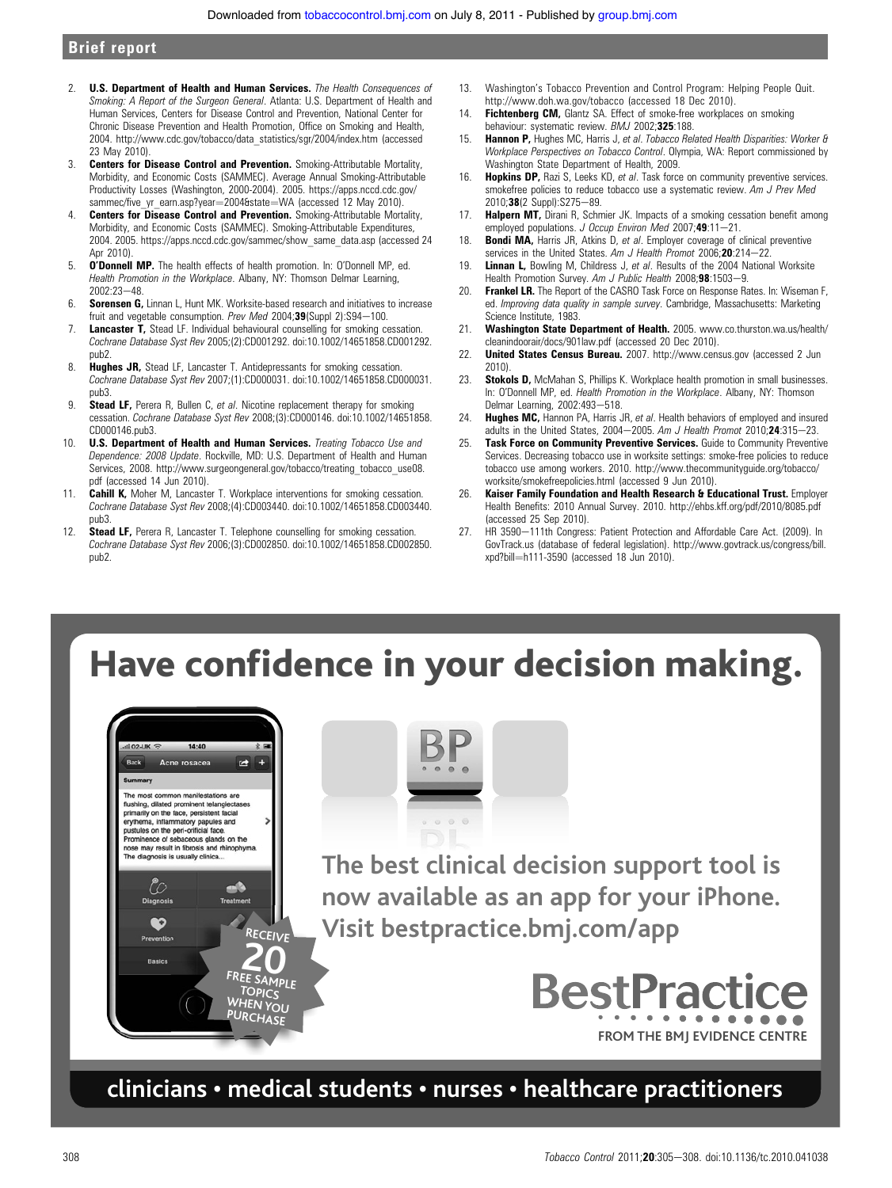2. **U.S. Department of Health and Human Services.** *The Health Consequences of Smoking: A Report of the Surgeon General*. Atlanta: U.S. Department of Health and Human Services, Centers for Disease Control and Prevention, National Center for Chronic Disease Prevention and Health Promotion, Office on Smoking and Health, 2004. http://www.cdc.gov/tobacco/data_statistics/sgr/2004/index.htm (accessed 23 May 2010).
3. **Centers for Disease Control and Prevention.** Smoking-Attributable Mortality, Morbidity, and Economic Costs (SAMMEC). Average Annual Smoking-Attributable Productivity Losses (Washington, 2000-2004). 2005. https://apps.nccd.cdc.gov/sammec/five_yr_earn.asp?year=2004&state=WA (accessed 12 May 2010).
4. **Centers for Disease Control and Prevention.** Smoking-Attributable Mortality, Morbidity, and Economic Costs (SAMMEC). Smoking-Attributable Expenditures, 2004. 2005. https://apps.nccd.cdc.gov/sammec/show_same_data.asp (accessed 24 Apr 2010).
5. **O'Donnell MP.** The health effects of health promotion. In: O'Donnell MP, ed. *Health Promotion in the Workplace*. Albany, NY: Thomson Delmar Learning, 2002:23–48.
6. **Sorensen G,** Linnan L, Hunt MK. Worksite-based research and initiatives to increase fruit and vegetable consumption. *Prev Med* 2004;**39**(Suppl 2):S94–100.
7. **Lancaster T,** Stead LF. Individual behavioural counselling for smoking cessation. *Cochrane Database Syst Rev* 2005;(2):CD001292. doi:10.1002/14651858.CD001292.pub2.
8. **Hughes JR,** Stead LF, Lancaster T. Antidepressants for smoking cessation. *Cochrane Database Syst Rev* 2007;(1):CD000031. doi:10.1002/14651858.CD000031.pub3.
9. **Stead LF,** Perera R, Bullen C, *et al*. Nicotine replacement therapy for smoking cessation. *Cochrane Database Syst Rev* 2008;(3):CD000146. doi:10.1002/14651858.CD000146.pub3.
10. **U.S. Department of Health and Human Services.** *Treating Tobacco Use and Dependence: 2008 Update*. Rockville, MD: U.S. Department of Health and Human Services, 2008. http://www.surgeongeneral.gov/tobacco/treating_tobacco_use08.pdf (accessed 14 Jun 2010).
11. **Cahill K,** Moher M, Lancaster T. Workplace interventions for smoking cessation. *Cochrane Database Syst Rev* 2008;(4):CD003440. doi:10.1002/14651858.CD003440.pub3.
12. **Stead LF,** Perera R, Lancaster T. Telephone counselling for smoking cessation. *Cochrane Database Syst Rev* 2006;(3):CD002850. doi:10.1002/14651858.CD002850.pub2.
13. Washington's Tobacco Prevention and Control Program: Helping People Quit. http://www.doh.wa.gov/tobacco (accessed 18 Dec 2010).
14. **Fichtenberg CM,** Glantz SA. Effect of smoke-free workplaces on smoking behaviour: systematic review. *BMJ* 2002;**325**:188.
15. **Hannon P,** Hughes MC, Harris J, *et al*. *Tobacco Related Health Disparities: Worker & Workplace Perspectives on Tobacco Control*. Olympia, WA: Report commissioned by Washington State Department of Health, 2009.
16. **Hopkins DP,** Razi S, Leeks KD, *et al*. Task force on community preventive services. smokefree policies to reduce tobacco use a systematic review. *Am J Prev Med* 2010;**38**(2 Suppl):S275–89.
17. **Halpern MT,** Dirani R, Schmier JK. Impacts of a smoking cessation benefit among employed populations. *J Occup Environ Med* 2007;**49**:11–21.
18. **Bondi MA,** Harris JR, Atkins D, *et al*. Employer coverage of clinical preventive services in the United States. *Am J Health Promot* 2006;**20**:214–22.
19. **Linnan L,** Bowling M, Childress J, *et al*. Results of the 2004 National Worksite Health Promotion Survey. *Am J Public Health* 2008;**98**:1503–9.
20. **Frankel LR.** The Report of the CASRO Task Force on Response Rates. In: Wiseman F, ed. *Improving data quality in sample survey*. Cambridge, Massachusetts: Marketing Science Institute, 1983.
21. **Washington State Department of Health.** 2005. www.co.thurston.wa.us/health/cleanindoorair/docs/901law.pdf (accessed 20 Dec 2010).
22. **United States Census Bureau.** 2007. http://www.census.gov (accessed 2 Jun 2010).
23. **Stokols D,** McMahan S, Phillips K. Workplace health promotion in small businesses. In: O'Donnell MP, ed. *Health Promotion in the Workplace*. Albany, NY: Thomson Delmar Learning, 2002:493–518.
24. **Hughes MC,** Hannon PA, Harris JR, *et al*. Health behaviors of employed and insured adults in the United States, 2004–2005. *Am J Health Promot* 2010;**24**:315–23.
25. **Task Force on Community Preventive Services.** Guide to Community Preventive Services. Decreasing tobacco use in worksite settings: smoke-free policies to reduce tobacco use among workers. 2010. http://www.thecommunityguide.org/tobacco/worksite/smokefreepolicies.html (accessed 9 Jun 2010).
26. **Kaiser Family Foundation and Health Research & Educational Trust.** Employer Health Benefits: 2010 Annual Survey. 2010. http://ehbs.kff.org/pdf/2010/8085.pdf (accessed 25 Sep 2010).
27. HR 3590—111th Congress: Patient Protection and Affordable Care Act. (2009). In GovTrack.us (database of federal legislation). http://www.govtrack.us/congress/bill.xpd?bill=h111-3590 (accessed 18 Jun 2010).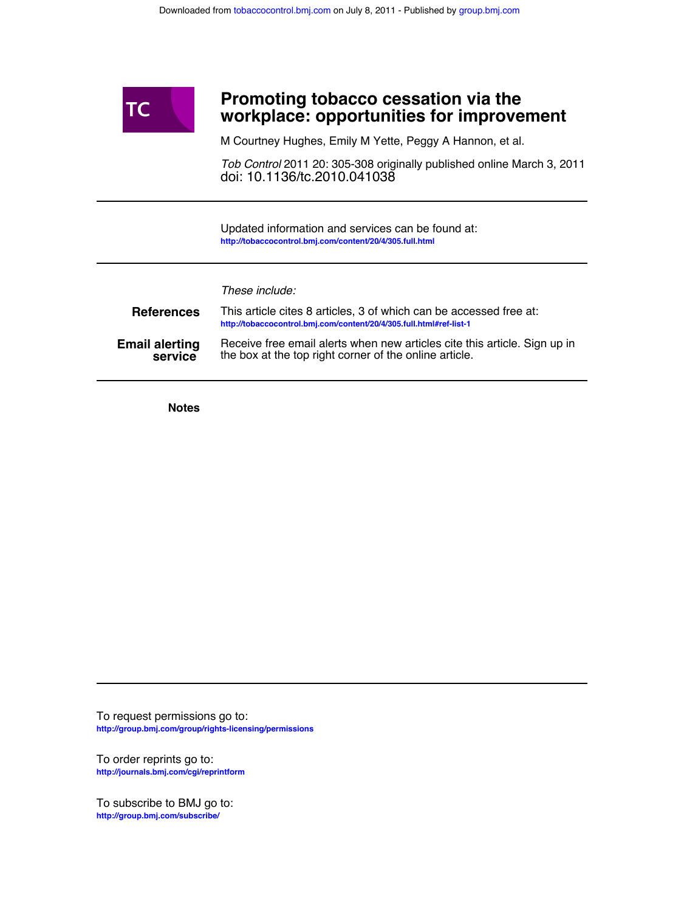# Promoting tobacco cessation via the workplace: opportunities for improvement

M Courtney Hughes, Emily M Yette, Peggy A Hannon, et al.

*Tob Control* 2011 20: 305-308 originally published online March 3, 2011
doi: 10.1136/tc.2010.041038

Updated information and services can be found at:
http://tobaccocontrol.bmj.com/content/20/4/305.full.html

*These include:*

**References** This article cites 8 articles, 3 of which can be accessed free at:
http://tobaccocontrol.bmj.com/content/20/4/305.full.html#ref-list-1

**Email alerting service** Receive free email alerts when new articles cite this article. Sign up in the box at the top right corner of the online article.

**Notes**

To request permissions go to:
http://group.bmj.com/group/rights-licensing/permissions

To order reprints go to:
http://journals.bmj.com/cgi/reprintform

To subscribe to BMJ go to:
http://group.bmj.com/subscribe/